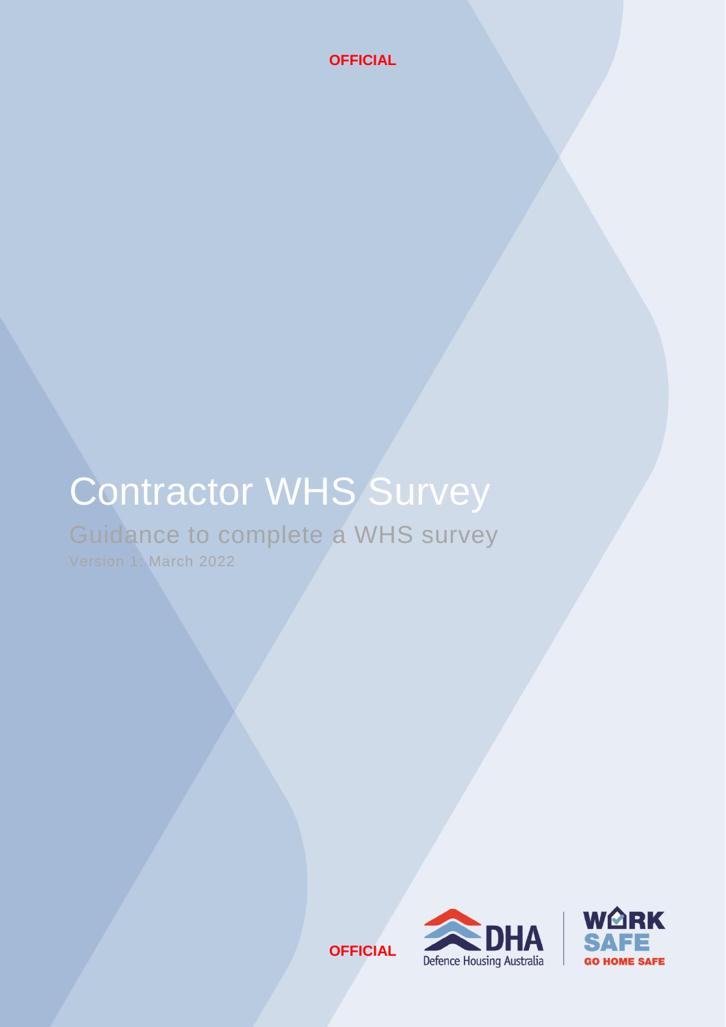OFFICIAL

# Contractor WHS Survey

## Guidance to complete a WHS survey

Version 1: March 2022

OFFICIAL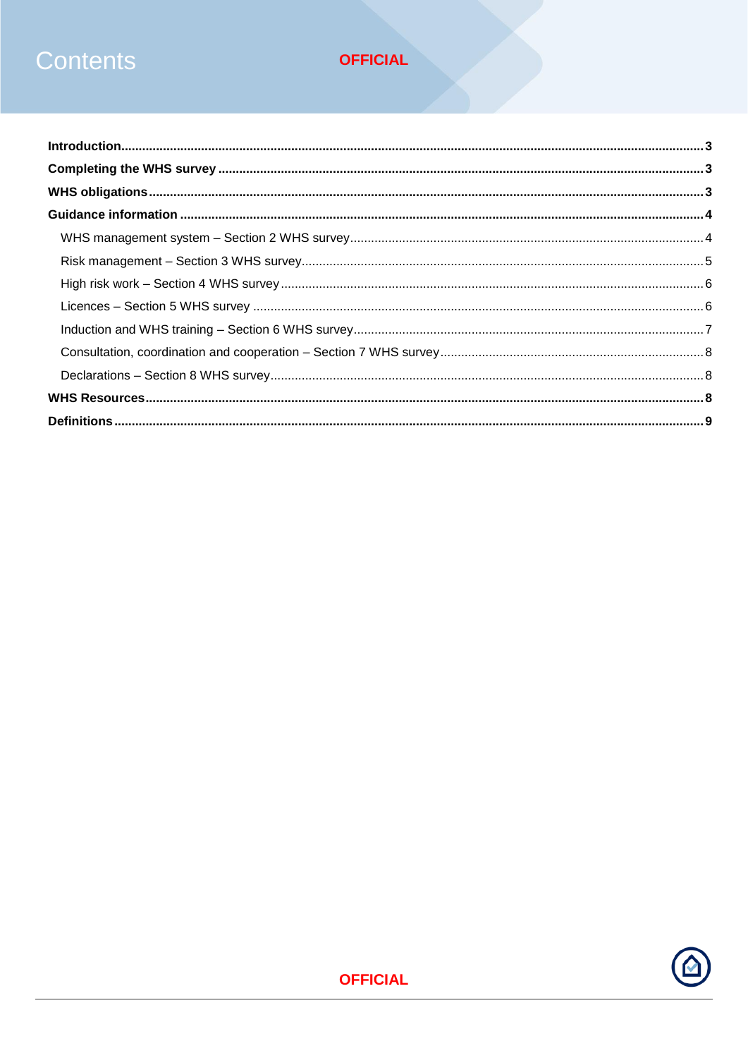# Contents

OFFICIAL

**Introduction** .......... **3**

**Completing the WHS survey** .......... **3**

**WHS obligations** .......... **3**

**Guidance information** .......... **4**

- WHS management system – Section 2 WHS survey .......... 4
- Risk management – Section 3 WHS survey .......... 5
- High risk work – Section 4 WHS survey .......... 6
- Licences – Section 5 WHS survey .......... 6
- Induction and WHS training – Section 6 WHS survey .......... 7
- Consultation, coordination and cooperation – Section 7 WHS survey .......... 8
- Declarations – Section 8 WHS survey .......... 8

**WHS Resources** .......... **8**

**Definitions** .......... **9**

OFFICIAL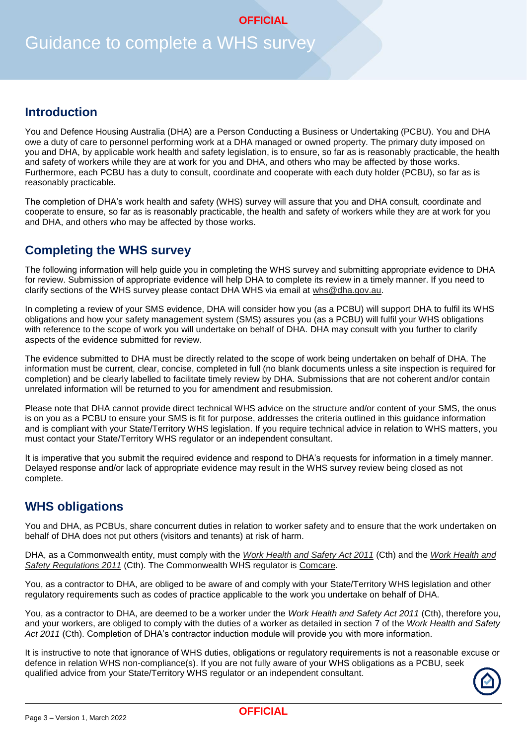# Guidance to complete a WHS survey

## Introduction

You and Defence Housing Australia (DHA) are a Person Conducting a Business or Undertaking (PCBU). You and DHA owe a duty of care to personnel performing work at a DHA managed or owned property. The primary duty imposed on you and DHA, by applicable work health and safety legislation, is to ensure, so far as is reasonably practicable, the health and safety of workers while they are at work for you and DHA, and others who may be affected by those works. Furthermore, each PCBU has a duty to consult, coordinate and cooperate with each duty holder (PCBU), so far as is reasonably practicable.

The completion of DHA's work health and safety (WHS) survey will assure that you and DHA consult, coordinate and cooperate to ensure, so far as is reasonably practicable, the health and safety of workers while they are at work for you and DHA, and others who may be affected by those works.

## Completing the WHS survey

The following information will help guide you in completing the WHS survey and submitting appropriate evidence to DHA for review. Submission of appropriate evidence will help DHA to complete its review in a timely manner. If you need to clarify sections of the WHS survey please contact DHA WHS via email at whs@dha.gov.au.

In completing a review of your SMS evidence, DHA will consider how you (as a PCBU) will support DHA to fulfil its WHS obligations and how your safety management system (SMS) assures you (as a PCBU) will fulfil your WHS obligations with reference to the scope of work you will undertake on behalf of DHA. DHA may consult with you further to clarify aspects of the evidence submitted for review.

The evidence submitted to DHA must be directly related to the scope of work being undertaken on behalf of DHA. The information must be current, clear, concise, completed in full (no blank documents unless a site inspection is required for completion) and be clearly labelled to facilitate timely review by DHA. Submissions that are not coherent and/or contain unrelated information will be returned to you for amendment and resubmission.

Please note that DHA cannot provide direct technical WHS advice on the structure and/or content of your SMS, the onus is on you as a PCBU to ensure your SMS is fit for purpose, addresses the criteria outlined in this guidance information and is compliant with your State/Territory WHS legislation. If you require technical advice in relation to WHS matters, you must contact your State/Territory WHS regulator or an independent consultant.

It is imperative that you submit the required evidence and respond to DHA's requests for information in a timely manner. Delayed response and/or lack of appropriate evidence may result in the WHS survey review being closed as not complete.

## WHS obligations

You and DHA, as PCBUs, share concurrent duties in relation to worker safety and to ensure that the work undertaken on behalf of DHA does not put others (visitors and tenants) at risk of harm.

DHA, as a Commonwealth entity, must comply with the *Work Health and Safety Act 2011* (Cth) and the *Work Health and Safety Regulations 2011* (Cth). The Commonwealth WHS regulator is Comcare.

You, as a contractor to DHA, are obliged to be aware of and comply with your State/Territory WHS legislation and other regulatory requirements such as codes of practice applicable to the work you undertake on behalf of DHA.

You, as a contractor to DHA, are deemed to be a worker under the *Work Health and Safety Act 2011* (Cth), therefore you, and your workers, are obliged to comply with the duties of a worker as detailed in section 7 of the *Work Health and Safety Act 2011* (Cth). Completion of DHA's contractor induction module will provide you with more information.

It is instructive to note that ignorance of WHS duties, obligations or regulatory requirements is not a reasonable excuse or defence in relation WHS non-compliance(s). If you are not fully aware of your WHS obligations as a PCBU, seek qualified advice from your State/Territory WHS regulator or an independent consultant.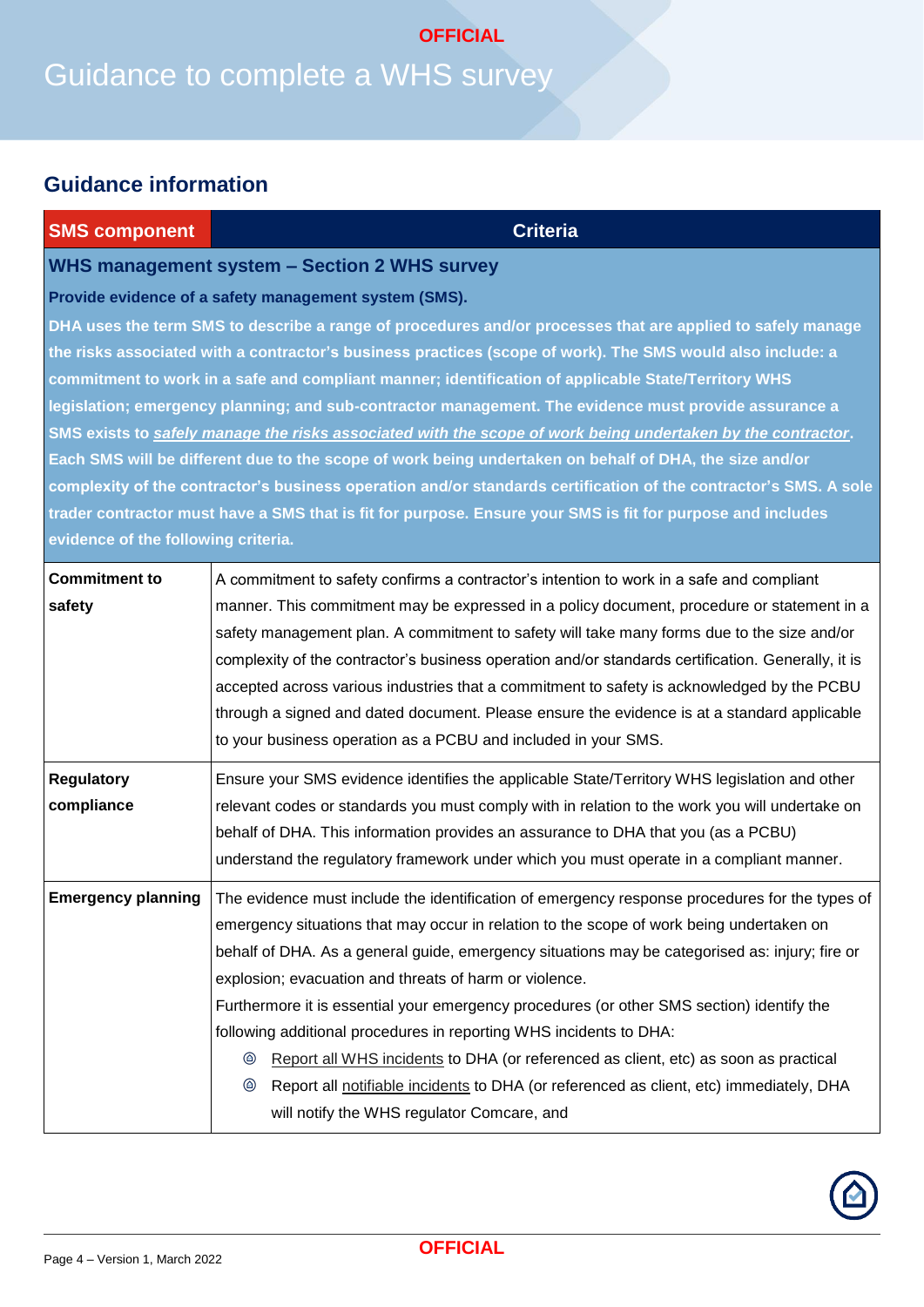# Guidance to complete a WHS survey

## Guidance information

| SMS component | Criteria |
|---|---|
| **WHS management system – Section 2 WHS survey** | |
| **Provide evidence of a safety management system (SMS).** **DHA uses the term SMS to describe a range of procedures and/or processes that are applied to safely manage the risks associated with a contractor's business practices (scope of work). The SMS would also include: a commitment to work in a safe and compliant manner; identification of applicable State/Territory WHS legislation; emergency planning; and sub-contractor management. The evidence must provide assurance a SMS exists to _safely manage the risks associated with the scope of work being undertaken by the contractor_. Each SMS will be different due to the scope of work being undertaken on behalf of DHA, the size and/or complexity of the contractor's business operation and/or standards certification of the contractor's SMS. A sole trader contractor must have a SMS that is fit for purpose. Ensure your SMS is fit for purpose and includes evidence of the following criteria.** | |
| **Commitment to safety** | A commitment to safety confirms a contractor's intention to work in a safe and compliant manner. This commitment may be expressed in a policy document, procedure or statement in a safety management plan. A commitment to safety will take many forms due to the size and/or complexity of the contractor's business operation and/or standards certification. Generally, it is accepted across various industries that a commitment to safety is acknowledged by the PCBU through a signed and dated document. Please ensure the evidence is at a standard applicable to your business operation as a PCBU and included in your SMS. |
| **Regulatory compliance** | Ensure your SMS evidence identifies the applicable State/Territory WHS legislation and other relevant codes or standards you must comply with in relation to the work you will undertake on behalf of DHA. This information provides an assurance to DHA that you (as a PCBU) understand the regulatory framework under which you must operate in a compliant manner. |
| **Emergency planning** | The evidence must include the identification of emergency response procedures for the types of emergency situations that may occur in relation to the scope of work being undertaken on behalf of DHA. As a general guide, emergency situations may be categorised as: injury; fire or explosion; evacuation and threats of harm or violence.<br>Furthermore it is essential your emergency procedures (or other SMS section) identify the following additional procedures in reporting WHS incidents to DHA:<br>- Report all WHS incidents to DHA (or referenced as client, etc) as soon as practical<br>- Report all notifiable incidents to DHA (or referenced as client, etc) immediately, DHA will notify the WHS regulator Comcare, and |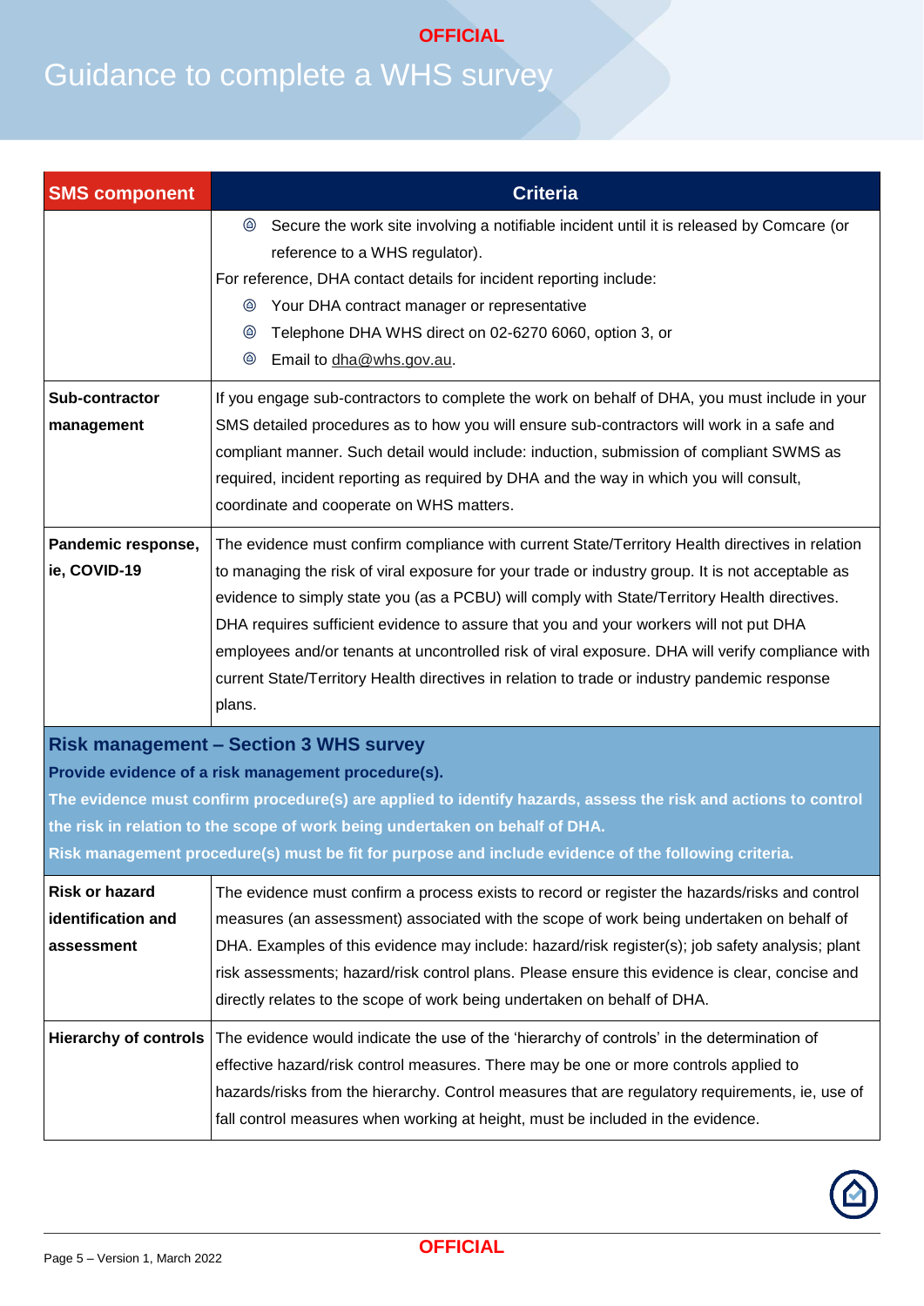# Guidance to complete a WHS survey

| SMS component | Criteria |
| --- | --- |
| | - Secure the work site involving a notifiable incident until it is released by Comcare (or reference to a WHS regulator).<br>For reference, DHA contact details for incident reporting include:<br>- Your DHA contract manager or representative<br>- Telephone DHA WHS direct on 02-6270 6060, option 3, or<br>- Email to dha@whs.gov.au. |
| **Sub-contractor management** | If you engage sub-contractors to complete the work on behalf of DHA, you must include in your SMS detailed procedures as to how you will ensure sub-contractors will work in a safe and compliant manner. Such detail would include: induction, submission of compliant SWMS as required, incident reporting as required by DHA and the way in which you will consult, coordinate and cooperate on WHS matters. |
| **Pandemic response, ie, COVID-19** | The evidence must confirm compliance with current State/Territory Health directives in relation to managing the risk of viral exposure for your trade or industry group. It is not acceptable as evidence to simply state you (as a PCBU) will comply with State/Territory Health directives. DHA requires sufficient evidence to assure that you and your workers will not put DHA employees and/or tenants at uncontrolled risk of viral exposure. DHA will verify compliance with current State/Territory Health directives in relation to trade or industry pandemic response plans. |
| **Risk management – Section 3 WHS survey**<br>**Provide evidence of a risk management procedure(s).**<br>**The evidence must confirm procedure(s) are applied to identify hazards, assess the risk and actions to control the risk in relation to the scope of work being undertaken on behalf of DHA.**<br>**Risk management procedure(s) must be fit for purpose and include evidence of the following criteria.** | |
| **Risk or hazard identification and assessment** | The evidence must confirm a process exists to record or register the hazards/risks and control measures (an assessment) associated with the scope of work being undertaken on behalf of DHA. Examples of this evidence may include: hazard/risk register(s); job safety analysis; plant risk assessments; hazard/risk control plans. Please ensure this evidence is clear, concise and directly relates to the scope of work being undertaken on behalf of DHA. |
| **Hierarchy of controls** | The evidence would indicate the use of the 'hierarchy of controls' in the determination of effective hazard/risk control measures. There may be one or more controls applied to hazards/risks from the hierarchy. Control measures that are regulatory requirements, ie, use of fall control measures when working at height, must be included in the evidence. |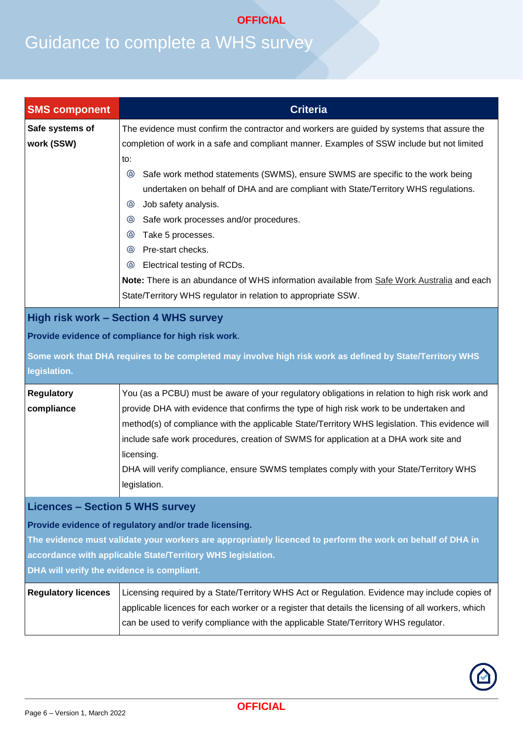# Guidance to complete a WHS survey

| SMS component | Criteria |
|---|---|
| **Safe systems of work (SSW)** | The evidence must confirm the contractor and workers are guided by systems that assure the completion of work in a safe and compliant manner. Examples of SSW include but not limited to:<br>- Safe work method statements (SWMS), ensure SWMS are specific to the work being undertaken on behalf of DHA and are compliant with State/Territory WHS regulations.<br>- Job safety analysis.<br>- Safe work processes and/or procedures.<br>- Take 5 processes.<br>- Pre-start checks.<br>- Electrical testing of RCDs.<br>**Note:** There is an abundance of WHS information available from Safe Work Australia and each State/Territory WHS regulator in relation to appropriate SSW. |

## High risk work – Section 4 WHS survey

**Provide evidence of compliance for high risk work.**

**Some work that DHA requires to be completed may involve high risk work as defined by State/Territory WHS legislation.**

| SMS component | Criteria |
|---|---|
| **Regulatory compliance** | You (as a PCBU) must be aware of your regulatory obligations in relation to high risk work and provide DHA with evidence that confirms the type of high risk work to be undertaken and method(s) of compliance with the applicable State/Territory WHS legislation. This evidence will include safe work procedures, creation of SWMS for application at a DHA work site and licensing.<br>DHA will verify compliance, ensure SWMS templates comply with your State/Territory WHS legislation. |

## Licences – Section 5 WHS survey

**Provide evidence of regulatory and/or trade licensing.**

**The evidence must validate your workers are appropriately licenced to perform the work on behalf of DHA in accordance with applicable State/Territory WHS legislation.**

**DHA will verify the evidence is compliant.**

| SMS component | Criteria |
|---|---|
| **Regulatory licences** | Licensing required by a State/Territory WHS Act or Regulation. Evidence may include copies of applicable licences for each worker or a register that details the licensing of all workers, which can be used to verify compliance with the applicable State/Territory WHS regulator. |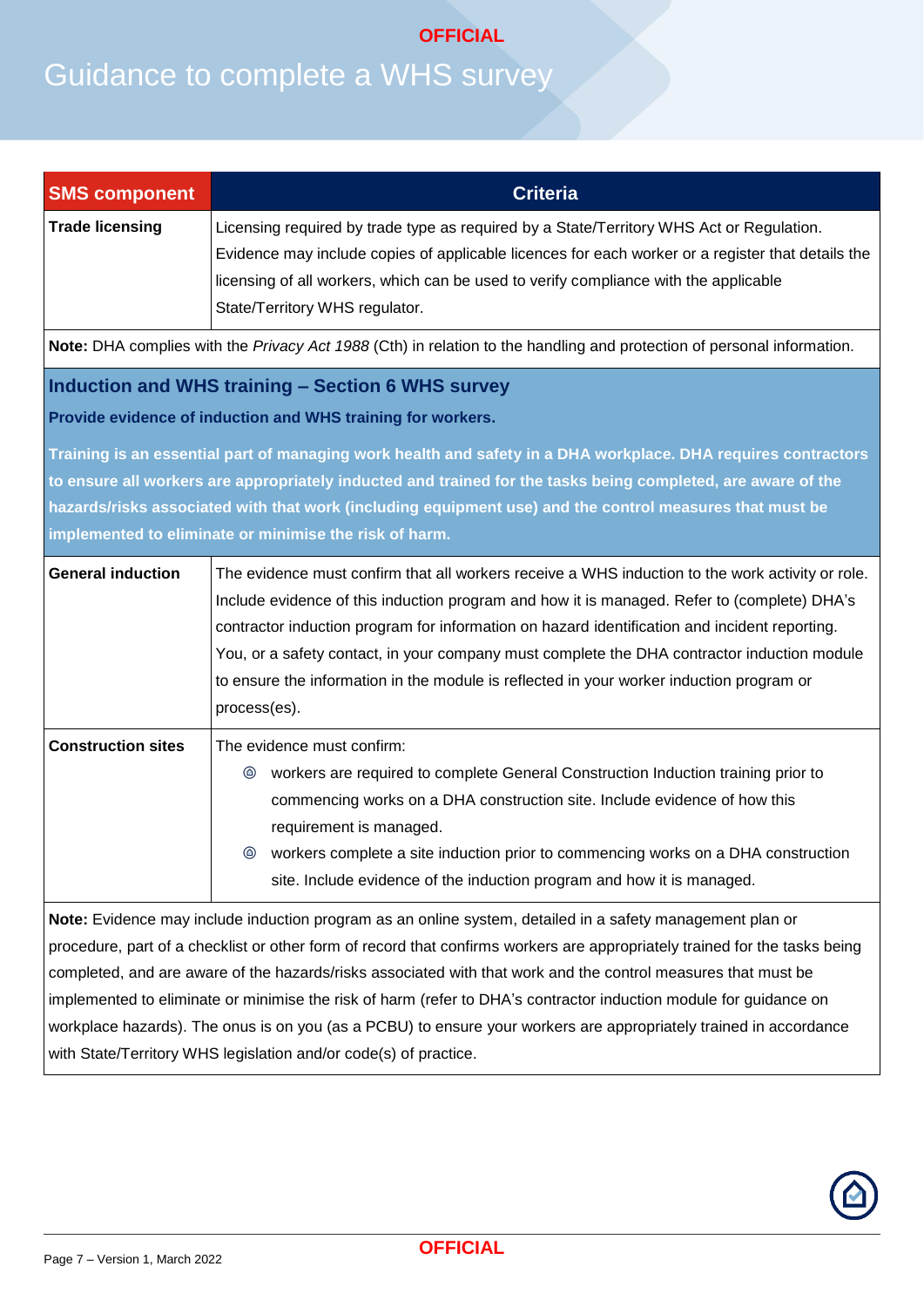| SMS component | Criteria |
|---|---|
| **Trade licensing** | Licensing required by trade type as required by a State/Territory WHS Act or Regulation. Evidence may include copies of applicable licences for each worker or a register that details the licensing of all workers, which can be used to verify compliance with the applicable State/Territory WHS regulator. |

**Note:** DHA complies with the *Privacy Act 1988* (Cth) in relation to the handling and protection of personal information.

## Induction and WHS training – Section 6 WHS survey

**Provide evidence of induction and WHS training for workers.**

**Training is an essential part of managing work health and safety in a DHA workplace. DHA requires contractors to ensure all workers are appropriately inducted and trained for the tasks being completed, are aware of the hazards/risks associated with that work (including equipment use) and the control measures that must be implemented to eliminate or minimise the risk of harm.**

| SMS component | Criteria |
|---|---|
| **General induction** | The evidence must confirm that all workers receive a WHS induction to the work activity or role. Include evidence of this induction program and how it is managed. Refer to (complete) DHA's contractor induction program for information on hazard identification and incident reporting. You, or a safety contact, in your company must complete the DHA contractor induction module to ensure the information in the module is reflected in your worker induction program or process(es). |
| **Construction sites** | The evidence must confirm: <br>- workers are required to complete General Construction Induction training prior to commencing works on a DHA construction site. Include evidence of how this requirement is managed. <br>- workers complete a site induction prior to commencing works on a DHA construction site. Include evidence of the induction program and how it is managed. |

**Note:** Evidence may include induction program as an online system, detailed in a safety management plan or procedure, part of a checklist or other form of record that confirms workers are appropriately trained for the tasks being completed, and are aware of the hazards/risks associated with that work and the control measures that must be implemented to eliminate or minimise the risk of harm (refer to DHA's contractor induction module for guidance on workplace hazards). The onus is on you (as a PCBU) to ensure your workers are appropriately trained in accordance with State/Territory WHS legislation and/or code(s) of practice.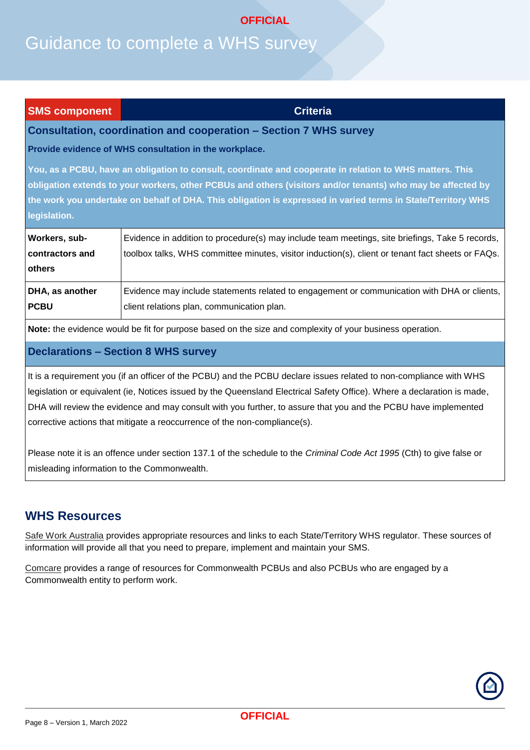# Guidance to complete a WHS survey

| SMS component | Criteria |
|---|---|
| **Consultation, coordination and cooperation – Section 7 WHS survey** | |
| **Provide evidence of WHS consultation in the workplace.** | |
| **You, as a PCBU, have an obligation to consult, coordinate and cooperate in relation to WHS matters. This obligation extends to your workers, other PCBUs and others (visitors and/or tenants) who may be affected by the work you undertake on behalf of DHA. This obligation is expressed in varied terms in State/Territory WHS legislation.** | |
| **Workers, sub-contractors and others** | Evidence in addition to procedure(s) may include team meetings, site briefings, Take 5 records, toolbox talks, WHS committee minutes, visitor induction(s), client or tenant fact sheets or FAQs. |
| **DHA, as another PCBU** | Evidence may include statements related to engagement or communication with DHA or clients, client relations plan, communication plan. |
| **Note:** the evidence would be fit for purpose based on the size and complexity of your business operation. | |
| **Declarations – Section 8 WHS survey** | |
| It is a requirement you (if an officer of the PCBU) and the PCBU declare issues related to non-compliance with WHS legislation or equivalent (ie, Notices issued by the Queensland Electrical Safety Office). Where a declaration is made, DHA will review the evidence and may consult with you further, to assure that you and the PCBU have implemented corrective actions that mitigate a reoccurrence of the non-compliance(s).<br><br>Please note it is an offence under section 137.1 of the schedule to the *Criminal Code Act 1995* (Cth) to give false or misleading information to the Commonwealth. | |

## WHS Resources

Safe Work Australia provides appropriate resources and links to each State/Territory WHS regulator. These sources of information will provide all that you need to prepare, implement and maintain your SMS.

Comcare provides a range of resources for Commonwealth PCBUs and also PCBUs who are engaged by a Commonwealth entity to perform work.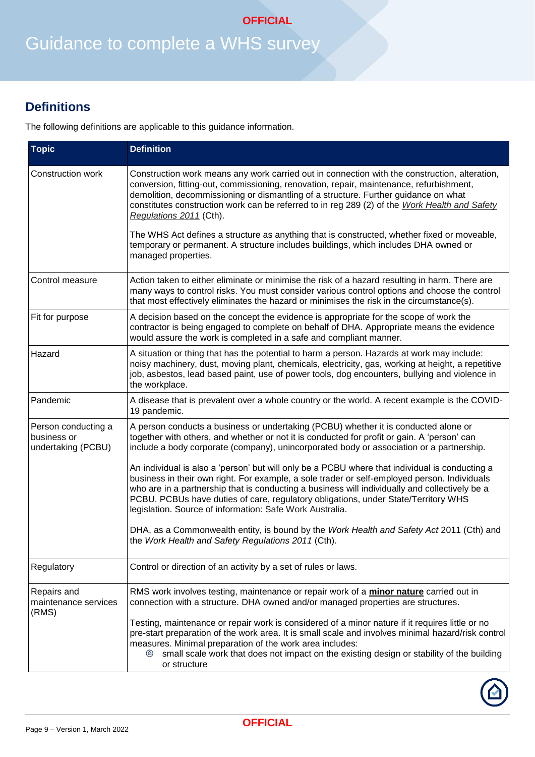## Definitions

The following definitions are applicable to this guidance information.

| Topic | Definition |
|---|---|
| Construction work | Construction work means any work carried out in connection with the construction, alteration, conversion, fitting-out, commissioning, renovation, repair, maintenance, refurbishment, demolition, decommissioning or dismantling of a structure. Further guidance on what constitutes construction work can be referred to in reg 289 (2) of the *Work Health and Safety Regulations 2011* (Cth).<br><br>The WHS Act defines a structure as anything that is constructed, whether fixed or moveable, temporary or permanent. A structure includes buildings, which includes DHA owned or managed properties. |
| Control measure | Action taken to either eliminate or minimise the risk of a hazard resulting in harm. There are many ways to control risks. You must consider various control options and choose the control that most effectively eliminates the hazard or minimises the risk in the circumstance(s). |
| Fit for purpose | A decision based on the concept the evidence is appropriate for the scope of work the contractor is being engaged to complete on behalf of DHA. Appropriate means the evidence would assure the work is completed in a safe and compliant manner. |
| Hazard | A situation or thing that has the potential to harm a person. Hazards at work may include: noisy machinery, dust, moving plant, chemicals, electricity, gas, working at height, a repetitive job, asbestos, lead based paint, use of power tools, dog encounters, bullying and violence in the workplace. |
| Pandemic | A disease that is prevalent over a whole country or the world. A recent example is the COVID-19 pandemic. |
| Person conducting a business or undertaking (PCBU) | A person conducts a business or undertaking (PCBU) whether it is conducted alone or together with others, and whether or not it is conducted for profit or gain. A 'person' can include a body corporate (company), unincorporated body or association or a partnership.<br><br>An individual is also a 'person' but will only be a PCBU where that individual is conducting a business in their own right. For example, a sole trader or self-employed person. Individuals who are in a partnership that is conducting a business will individually and collectively be a PCBU. PCBUs have duties of care, regulatory obligations, under State/Territory WHS legislation. Source of information: Safe Work Australia.<br><br>DHA, as a Commonwealth entity, is bound by the *Work Health and Safety Act* 2011 (Cth) and the *Work Health and Safety Regulations 2011* (Cth). |
| Regulatory | Control or direction of an activity by a set of rules or laws. |
| Repairs and maintenance services (RMS) | RMS work involves testing, maintenance or repair work of a **minor nature** carried out in connection with a structure. DHA owned and/or managed properties are structures.<br><br>Testing, maintenance or repair work is considered of a minor nature if it requires little or no pre-start preparation of the work area. It is small scale and involves minimal hazard/risk control measures. Minimal preparation of the work area includes:<br>- small scale work that does not impact on the existing design or stability of the building or structure |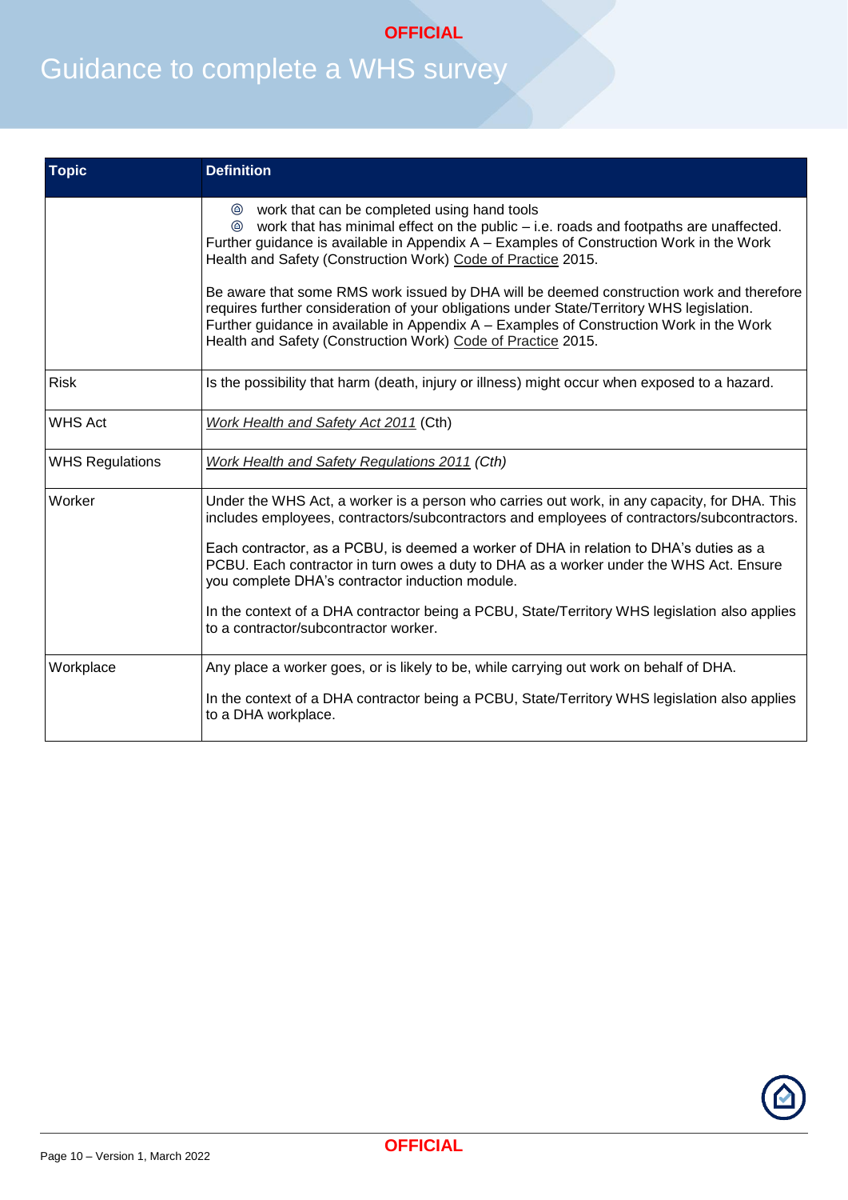# Guidance to complete a WHS survey

| Topic | Definition |
|---|---|
| | - work that can be completed using hand tools<br>- work that has minimal effect on the public – i.e. roads and footpaths are unaffected.<br><br>Further guidance is available in Appendix A – Examples of Construction Work in the Work Health and Safety (Construction Work) Code of Practice 2015.<br><br>Be aware that some RMS work issued by DHA will be deemed construction work and therefore requires further consideration of your obligations under State/Territory WHS legislation. Further guidance in available in Appendix A – Examples of Construction Work in the Work Health and Safety (Construction Work) Code of Practice 2015. |
| Risk | Is the possibility that harm (death, injury or illness) might occur when exposed to a hazard. |
| WHS Act | *Work Health and Safety Act 2011* (Cth) |
| WHS Regulations | *Work Health and Safety Regulations 2011 (Cth)* |
| Worker | Under the WHS Act, a worker is a person who carries out work, in any capacity, for DHA. This includes employees, contractors/subcontractors and employees of contractors/subcontractors.<br><br>Each contractor, as a PCBU, is deemed a worker of DHA in relation to DHA's duties as a PCBU. Each contractor in turn owes a duty to DHA as a worker under the WHS Act. Ensure you complete DHA's contractor induction module.<br><br>In the context of a DHA contractor being a PCBU, State/Territory WHS legislation also applies to a contractor/subcontractor worker. |
| Workplace | Any place a worker goes, or is likely to be, while carrying out work on behalf of DHA.<br><br>In the context of a DHA contractor being a PCBU, State/Territory WHS legislation also applies to a DHA workplace. |